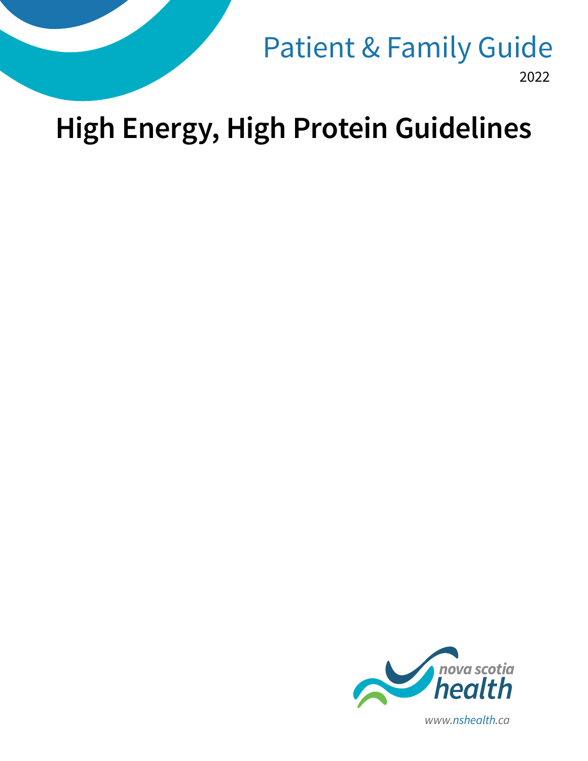Patient & Family Guide

2022

# High Energy, High Protein Guidelines

nova scotia health

www.nshealth.ca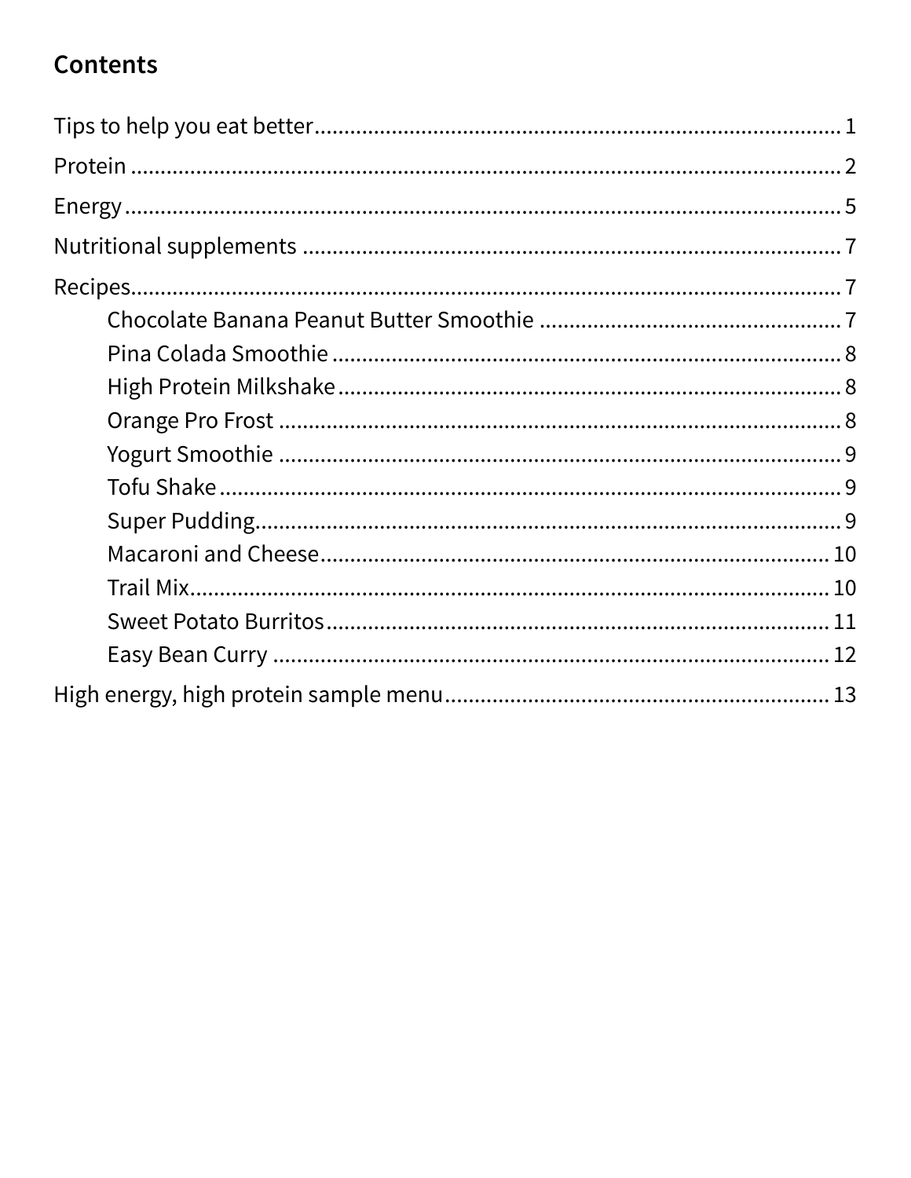## Contents

Tips to help you eat better ........................................................................ 1

Protein ........................................................................................................ 2

Energy ........................................................................................................ 5

Nutritional supplements ............................................................................ 7

Recipes ........................................................................................................ 7

- Chocolate Banana Peanut Butter Smoothie ........................................ 7
- Pina Colada Smoothie ........................................................................ 8
- High Protein Milkshake ....................................................................... 8
- Orange Pro Frost ................................................................................ 8
- Yogurt Smoothie ................................................................................ 9
- Tofu Shake .......................................................................................... 9
- Super Pudding .................................................................................... 9
- Macaroni and Cheese ........................................................................ 10
- Trail Mix ............................................................................................ 10
- Sweet Potato Burritos ........................................................................ 11
- Easy Bean Curry ................................................................................ 12

High energy, high protein sample menu ................................................ 13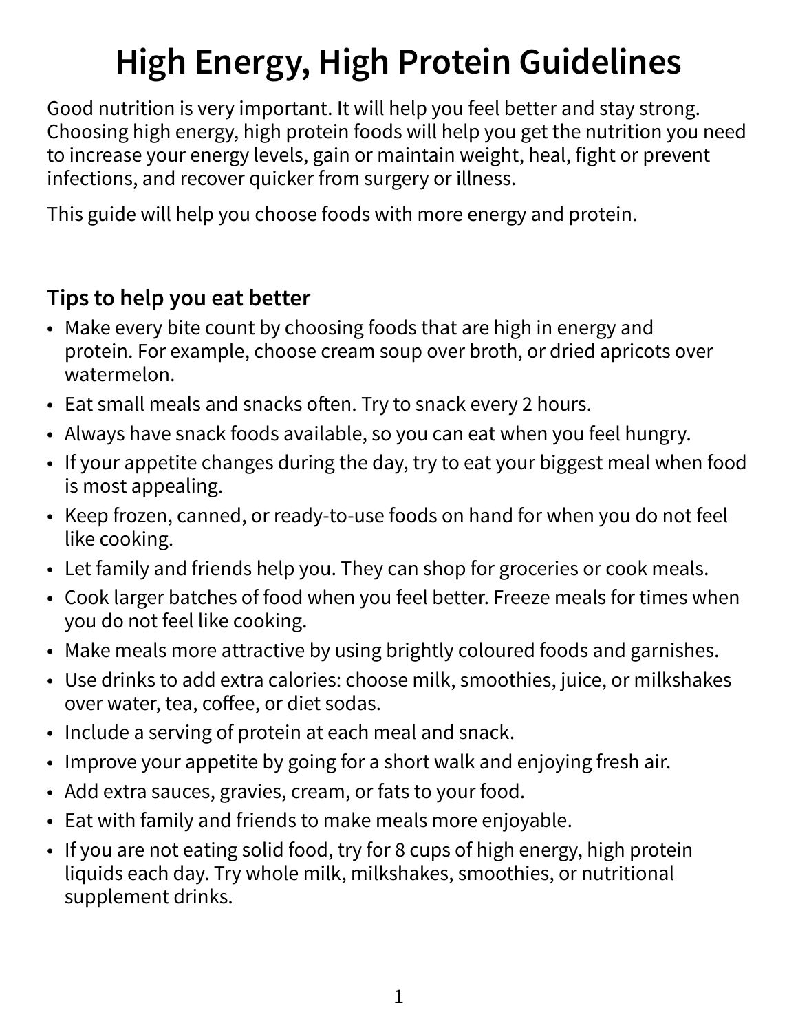# High Energy, High Protein Guidelines

Good nutrition is very important. It will help you feel better and stay strong. Choosing high energy, high protein foods will help you get the nutrition you need to increase your energy levels, gain or maintain weight, heal, fight or prevent infections, and recover quicker from surgery or illness.

This guide will help you choose foods with more energy and protein.

## Tips to help you eat better

- Make every bite count by choosing foods that are high in energy and protein. For example, choose cream soup over broth, or dried apricots over watermelon.
- Eat small meals and snacks often. Try to snack every 2 hours.
- Always have snack foods available, so you can eat when you feel hungry.
- If your appetite changes during the day, try to eat your biggest meal when food is most appealing.
- Keep frozen, canned, or ready-to-use foods on hand for when you do not feel like cooking.
- Let family and friends help you. They can shop for groceries or cook meals.
- Cook larger batches of food when you feel better. Freeze meals for times when you do not feel like cooking.
- Make meals more attractive by using brightly coloured foods and garnishes.
- Use drinks to add extra calories: choose milk, smoothies, juice, or milkshakes over water, tea, coffee, or diet sodas.
- Include a serving of protein at each meal and snack.
- Improve your appetite by going for a short walk and enjoying fresh air.
- Add extra sauces, gravies, cream, or fats to your food.
- Eat with family and friends to make meals more enjoyable.
- If you are not eating solid food, try for 8 cups of high energy, high protein liquids each day. Try whole milk, milkshakes, smoothies, or nutritional supplement drinks.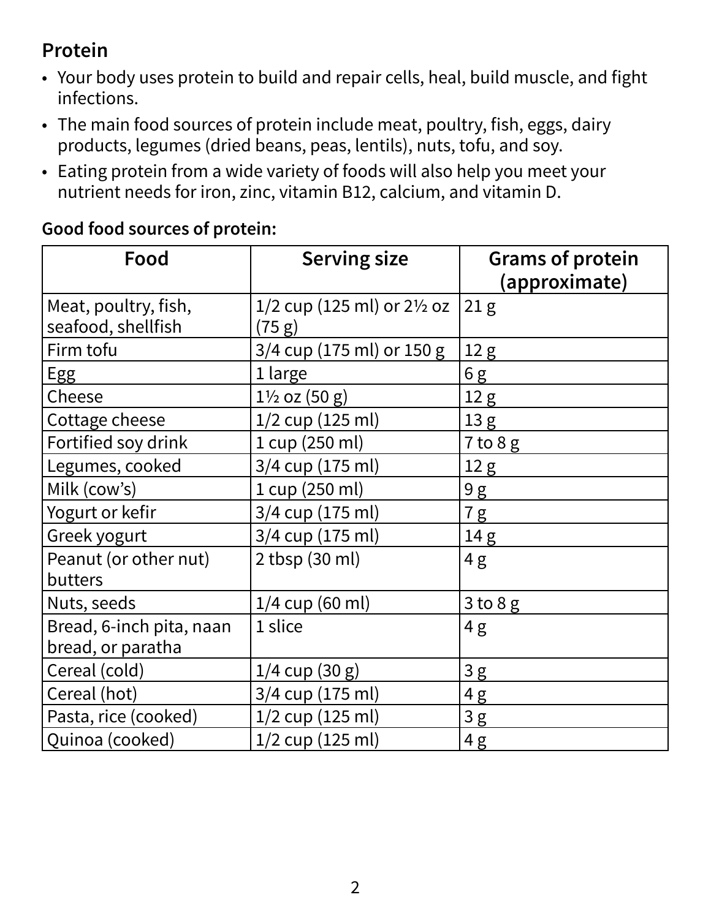## Protein

- Your body uses protein to build and repair cells, heal, build muscle, and fight infections.
- The main food sources of protein include meat, poultry, fish, eggs, dairy products, legumes (dried beans, peas, lentils), nuts, tofu, and soy.
- Eating protein from a wide variety of foods will also help you meet your nutrient needs for iron, zinc, vitamin B12, calcium, and vitamin D.

**Good food sources of protein:**

| Food | Serving size | Grams of protein (approximate) |
|---|---|---|
| Meat, poultry, fish, seafood, shellfish | 1/2 cup (125 ml) or 2½ oz (75 g) | 21 g |
| Firm tofu | 3/4 cup (175 ml) or 150 g | 12 g |
| Egg | 1 large | 6 g |
| Cheese | 1½ oz (50 g) | 12 g |
| Cottage cheese | 1/2 cup (125 ml) | 13 g |
| Fortified soy drink | 1 cup (250 ml) | 7 to 8 g |
| Legumes, cooked | 3/4 cup (175 ml) | 12 g |
| Milk (cow's) | 1 cup (250 ml) | 9 g |
| Yogurt or kefir | 3/4 cup (175 ml) | 7 g |
| Greek yogurt | 3/4 cup (175 ml) | 14 g |
| Peanut (or other nut) butters | 2 tbsp (30 ml) | 4 g |
| Nuts, seeds | 1/4 cup (60 ml) | 3 to 8 g |
| Bread, 6-inch pita, naan bread, or paratha | 1 slice | 4 g |
| Cereal (cold) | 1/4 cup (30 g) | 3 g |
| Cereal (hot) | 3/4 cup (175 ml) | 4 g |
| Pasta, rice (cooked) | 1/2 cup (125 ml) | 3 g |
| Quinoa (cooked) | 1/2 cup (125 ml) | 4 g |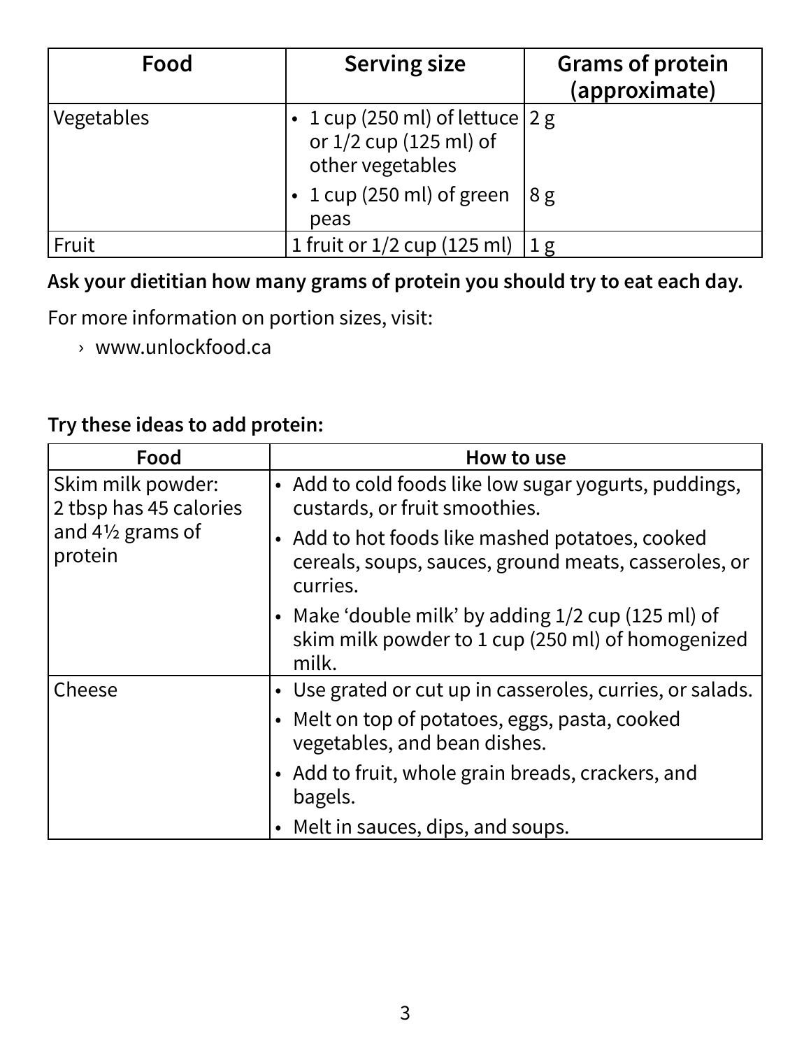| Food | Serving size | Grams of protein (approximate) |
|---|---|---|
| Vegetables | • 1 cup (250 ml) of lettuce or 1/2 cup (125 ml) of other vegetables | 2 g |
| | • 1 cup (250 ml) of green peas | 8 g |
| Fruit | 1 fruit or 1/2 cup (125 ml) | 1 g |

**Ask your dietitian how many grams of protein you should try to eat each day.**

For more information on portion sizes, visit:

› www.unlockfood.ca

**Try these ideas to add protein:**

| Food | How to use |
|---|---|
| Skim milk powder: 2 tbsp has 45 calories and 4½ grams of protein | • Add to cold foods like low sugar yogurts, puddings, custards, or fruit smoothies. |
| | • Add to hot foods like mashed potatoes, cooked cereals, soups, sauces, ground meats, casseroles, or curries. |
| | • Make 'double milk' by adding 1/2 cup (125 ml) of skim milk powder to 1 cup (250 ml) of homogenized milk. |
| Cheese | • Use grated or cut up in casseroles, curries, or salads. |
| | • Melt on top of potatoes, eggs, pasta, cooked vegetables, and bean dishes. |
| | • Add to fruit, whole grain breads, crackers, and bagels. |
| | • Melt in sauces, dips, and soups. |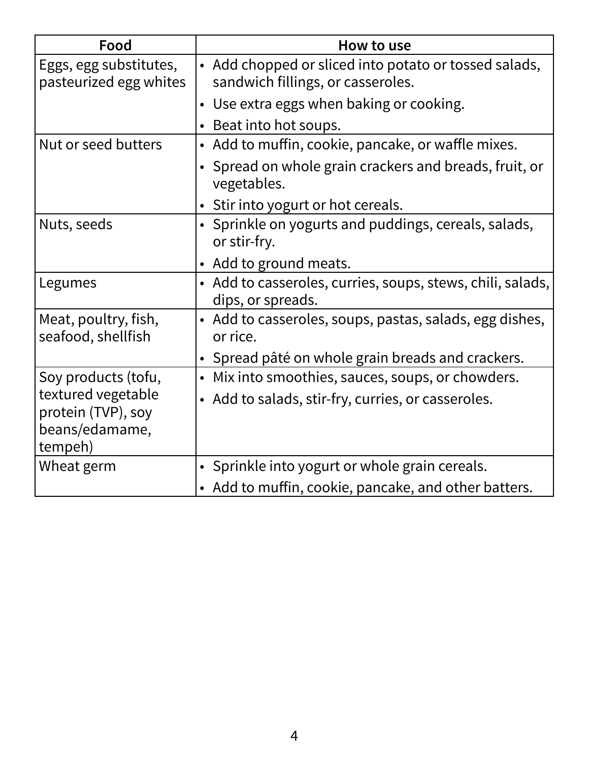| Food | How to use |
|---|---|
| Eggs, egg substitutes, pasteurized egg whites | • Add chopped or sliced into potato or tossed salads, sandwich fillings, or casseroles.<br>• Use extra eggs when baking or cooking.<br>• Beat into hot soups. |
| Nut or seed butters | • Add to muffin, cookie, pancake, or waffle mixes.<br>• Spread on whole grain crackers and breads, fruit, or vegetables.<br>• Stir into yogurt or hot cereals. |
| Nuts, seeds | • Sprinkle on yogurts and puddings, cereals, salads, or stir-fry.<br>• Add to ground meats. |
| Legumes | • Add to casseroles, curries, soups, stews, chili, salads, dips, or spreads. |
| Meat, poultry, fish, seafood, shellfish | • Add to casseroles, soups, pastas, salads, egg dishes, or rice.<br>• Spread pâté on whole grain breads and crackers. |
| Soy products (tofu, textured vegetable protein (TVP), soy beans/edamame, tempeh) | • Mix into smoothies, sauces, soups, or chowders.<br>• Add to salads, stir-fry, curries, or casseroles. |
| Wheat germ | • Sprinkle into yogurt or whole grain cereals.<br>• Add to muffin, cookie, pancake, and other batters. |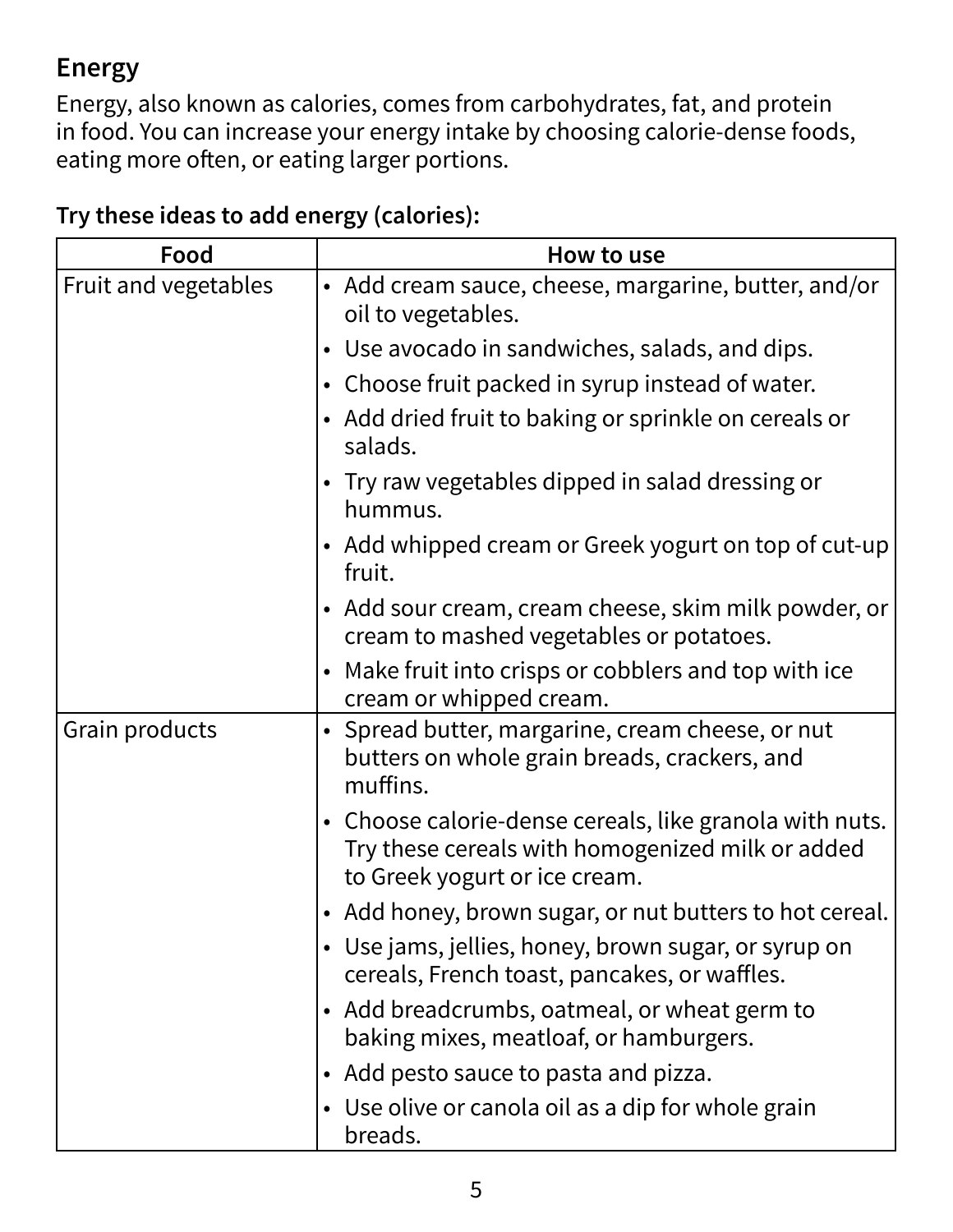## Energy

Energy, also known as calories, comes from carbohydrates, fat, and protein in food. You can increase your energy intake by choosing calorie-dense foods, eating more often, or eating larger portions.

**Try these ideas to add energy (calories):**

| Food | How to use |
|---|---|
| Fruit and vegetables | • Add cream sauce, cheese, margarine, butter, and/or oil to vegetables.<br>• Use avocado in sandwiches, salads, and dips.<br>• Choose fruit packed in syrup instead of water.<br>• Add dried fruit to baking or sprinkle on cereals or salads.<br>• Try raw vegetables dipped in salad dressing or hummus.<br>• Add whipped cream or Greek yogurt on top of cut-up fruit.<br>• Add sour cream, cream cheese, skim milk powder, or cream to mashed vegetables or potatoes.<br>• Make fruit into crisps or cobblers and top with ice cream or whipped cream. |
| Grain products | • Spread butter, margarine, cream cheese, or nut butters on whole grain breads, crackers, and muffins.<br>• Choose calorie-dense cereals, like granola with nuts. Try these cereals with homogenized milk or added to Greek yogurt or ice cream.<br>• Add honey, brown sugar, or nut butters to hot cereal.<br>• Use jams, jellies, honey, brown sugar, or syrup on cereals, French toast, pancakes, or waffles.<br>• Add breadcrumbs, oatmeal, or wheat germ to baking mixes, meatloaf, or hamburgers.<br>• Add pesto sauce to pasta and pizza.<br>• Use olive or canola oil as a dip for whole grain breads. |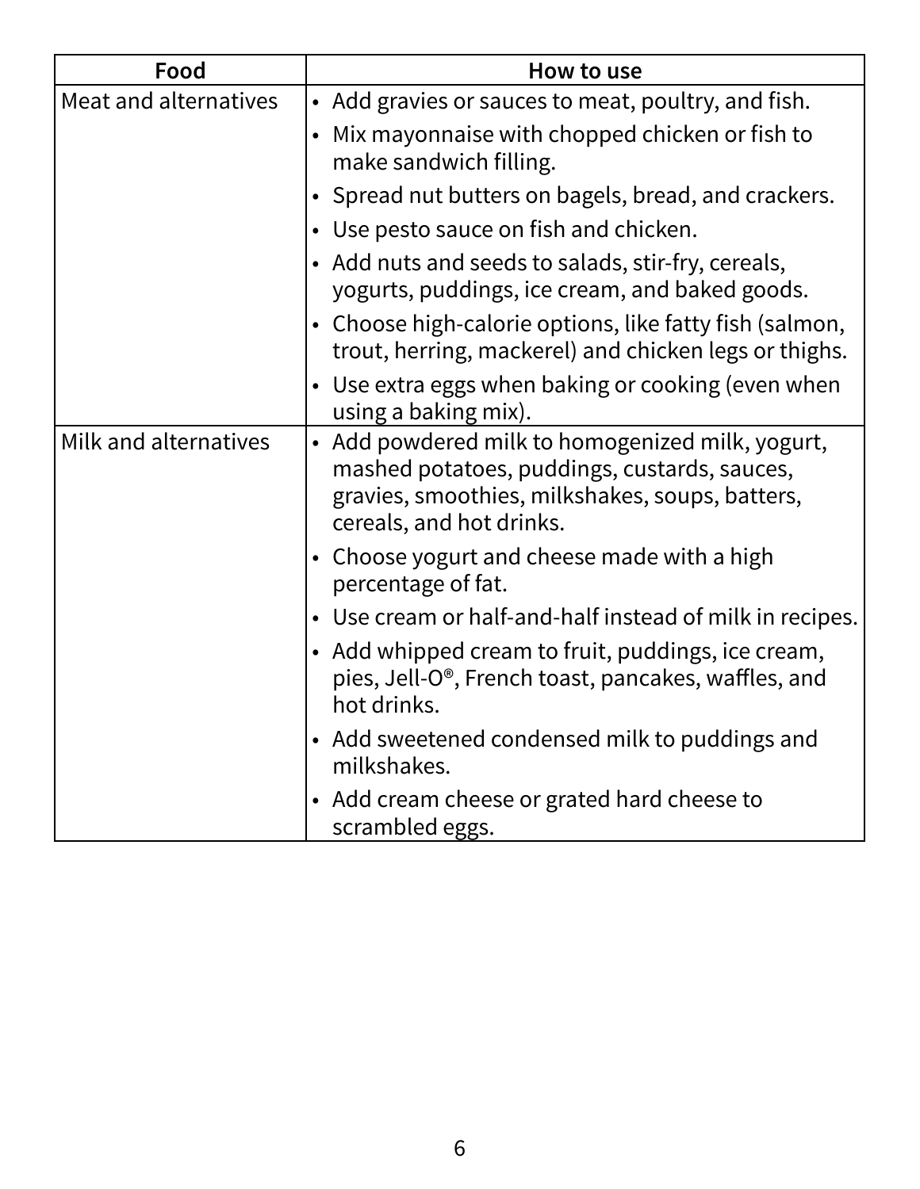| Food | How to use |
| --- | --- |
| Meat and alternatives | • Add gravies or sauces to meat, poultry, and fish.<br>• Mix mayonnaise with chopped chicken or fish to make sandwich filling.<br>• Spread nut butters on bagels, bread, and crackers.<br>• Use pesto sauce on fish and chicken.<br>• Add nuts and seeds to salads, stir-fry, cereals, yogurts, puddings, ice cream, and baked goods.<br>• Choose high-calorie options, like fatty fish (salmon, trout, herring, mackerel) and chicken legs or thighs.<br>• Use extra eggs when baking or cooking (even when using a baking mix). |
| Milk and alternatives | • Add powdered milk to homogenized milk, yogurt, mashed potatoes, puddings, custards, sauces, gravies, smoothies, milkshakes, soups, batters, cereals, and hot drinks.<br>• Choose yogurt and cheese made with a high percentage of fat.<br>• Use cream or half-and-half instead of milk in recipes.<br>• Add whipped cream to fruit, puddings, ice cream, pies, Jell-O®, French toast, pancakes, waffles, and hot drinks.<br>• Add sweetened condensed milk to puddings and milkshakes.<br>• Add cream cheese or grated hard cheese to scrambled eggs. |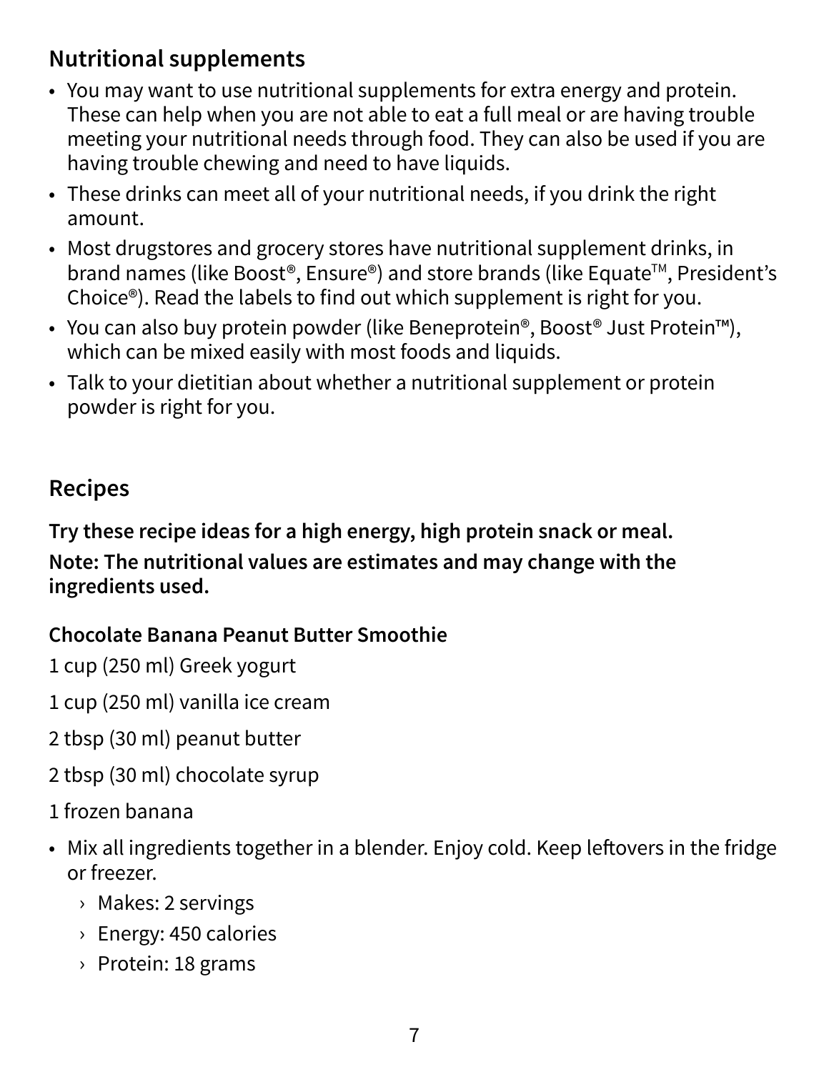## Nutritional supplements

- You may want to use nutritional supplements for extra energy and protein. These can help when you are not able to eat a full meal or are having trouble meeting your nutritional needs through food. They can also be used if you are having trouble chewing and need to have liquids.
- These drinks can meet all of your nutritional needs, if you drink the right amount.
- Most drugstores and grocery stores have nutritional supplement drinks, in brand names (like Boost®, Ensure®) and store brands (like Equate™, President's Choice®). Read the labels to find out which supplement is right for you.
- You can also buy protein powder (like Beneprotein®, Boost® Just Protein™), which can be mixed easily with most foods and liquids.
- Talk to your dietitian about whether a nutritional supplement or protein powder is right for you.

## Recipes

**Try these recipe ideas for a high energy, high protein snack or meal.**

**Note: The nutritional values are estimates and may change with the ingredients used.**

### Chocolate Banana Peanut Butter Smoothie

1 cup (250 ml) Greek yogurt

1 cup (250 ml) vanilla ice cream

2 tbsp (30 ml) peanut butter

2 tbsp (30 ml) chocolate syrup

1 frozen banana

- Mix all ingredients together in a blender. Enjoy cold. Keep leftovers in the fridge or freezer.
  - Makes: 2 servings
  - Energy: 450 calories
  - Protein: 18 grams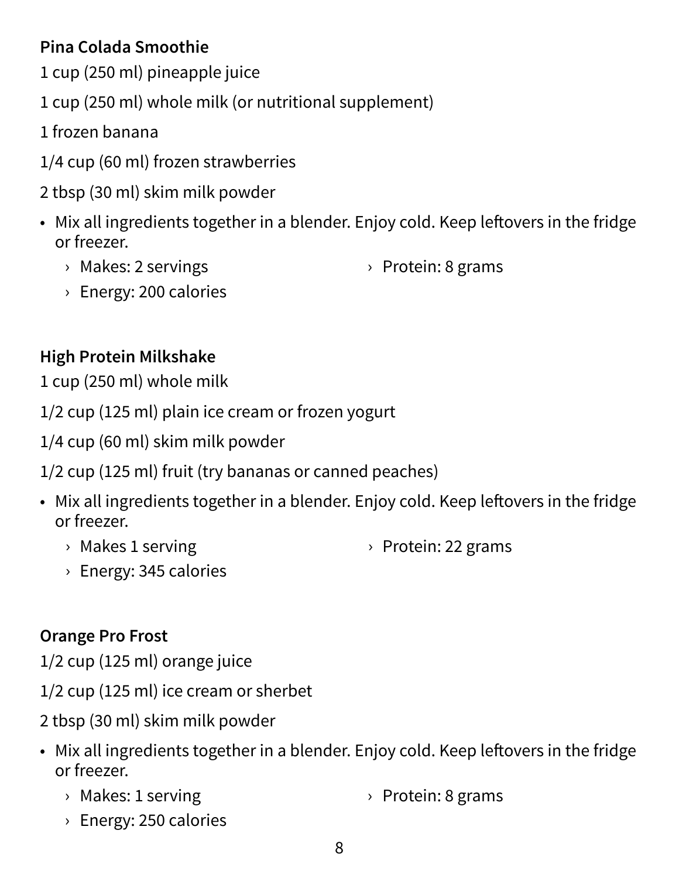**Pina Colada Smoothie**

1 cup (250 ml) pineapple juice

1 cup (250 ml) whole milk (or nutritional supplement)

1 frozen banana

1/4 cup (60 ml) frozen strawberries

2 tbsp (30 ml) skim milk powder

- Mix all ingredients together in a blender. Enjoy cold. Keep leftovers in the fridge or freezer.
  - Makes: 2 servings
  - Protein: 8 grams
  - Energy: 200 calories

**High Protein Milkshake**

1 cup (250 ml) whole milk

1/2 cup (125 ml) plain ice cream or frozen yogurt

1/4 cup (60 ml) skim milk powder

1/2 cup (125 ml) fruit (try bananas or canned peaches)

- Mix all ingredients together in a blender. Enjoy cold. Keep leftovers in the fridge or freezer.
  - Makes 1 serving
  - Protein: 22 grams
  - Energy: 345 calories

**Orange Pro Frost**

1/2 cup (125 ml) orange juice

1/2 cup (125 ml) ice cream or sherbet

2 tbsp (30 ml) skim milk powder

- Mix all ingredients together in a blender. Enjoy cold. Keep leftovers in the fridge or freezer.
  - Makes: 1 serving
  - Protein: 8 grams
  - Energy: 250 calories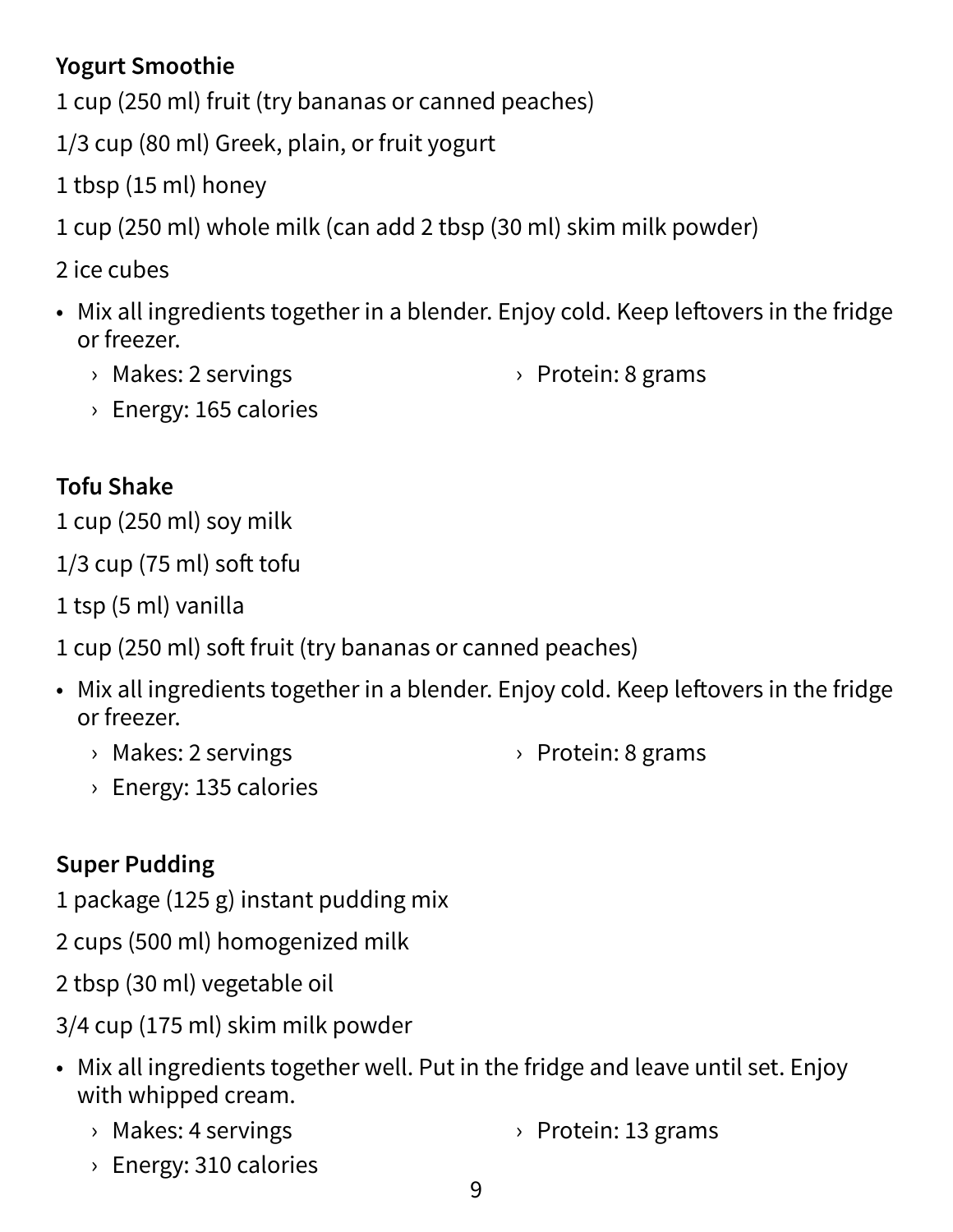**Yogurt Smoothie**

1 cup (250 ml) fruit (try bananas or canned peaches)

1/3 cup (80 ml) Greek, plain, or fruit yogurt

1 tbsp (15 ml) honey

1 cup (250 ml) whole milk (can add 2 tbsp (30 ml) skim milk powder)

2 ice cubes

- Mix all ingredients together in a blender. Enjoy cold. Keep leftovers in the fridge or freezer.
  - Makes: 2 servings
  - Energy: 165 calories
  - Protein: 8 grams

**Tofu Shake**

1 cup (250 ml) soy milk

1/3 cup (75 ml) soft tofu

1 tsp (5 ml) vanilla

1 cup (250 ml) soft fruit (try bananas or canned peaches)

- Mix all ingredients together in a blender. Enjoy cold. Keep leftovers in the fridge or freezer.
  - Makes: 2 servings
  - Energy: 135 calories
  - Protein: 8 grams

**Super Pudding**

1 package (125 g) instant pudding mix

2 cups (500 ml) homogenized milk

2 tbsp (30 ml) vegetable oil

3/4 cup (175 ml) skim milk powder

- Mix all ingredients together well. Put in the fridge and leave until set. Enjoy with whipped cream.
  - Makes: 4 servings
  - Energy: 310 calories
  - Protein: 13 grams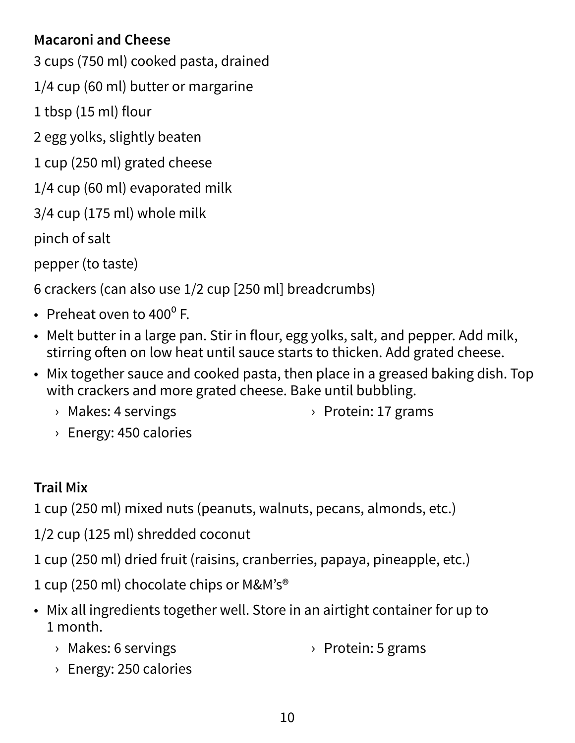**Macaroni and Cheese**

3 cups (750 ml) cooked pasta, drained

1/4 cup (60 ml) butter or margarine

1 tbsp (15 ml) flour

2 egg yolks, slightly beaten

1 cup (250 ml) grated cheese

1/4 cup (60 ml) evaporated milk

3/4 cup (175 ml) whole milk

pinch of salt

pepper (to taste)

6 crackers (can also use 1/2 cup [250 ml] breadcrumbs)

- Preheat oven to 400⁰ F.
- Melt butter in a large pan. Stir in flour, egg yolks, salt, and pepper. Add milk, stirring often on low heat until sauce starts to thicken. Add grated cheese.
- Mix together sauce and cooked pasta, then place in a greased baking dish. Top with crackers and more grated cheese. Bake until bubbling.
    - Makes: 4 servings
    - Protein: 17 grams
    - Energy: 450 calories

**Trail Mix**

1 cup (250 ml) mixed nuts (peanuts, walnuts, pecans, almonds, etc.)

1/2 cup (125 ml) shredded coconut

1 cup (250 ml) dried fruit (raisins, cranberries, papaya, pineapple, etc.)

1 cup (250 ml) chocolate chips or M&M's®

- Mix all ingredients together well. Store in an airtight container for up to 1 month.
    - Makes: 6 servings
    - Protein: 5 grams
    - Energy: 250 calories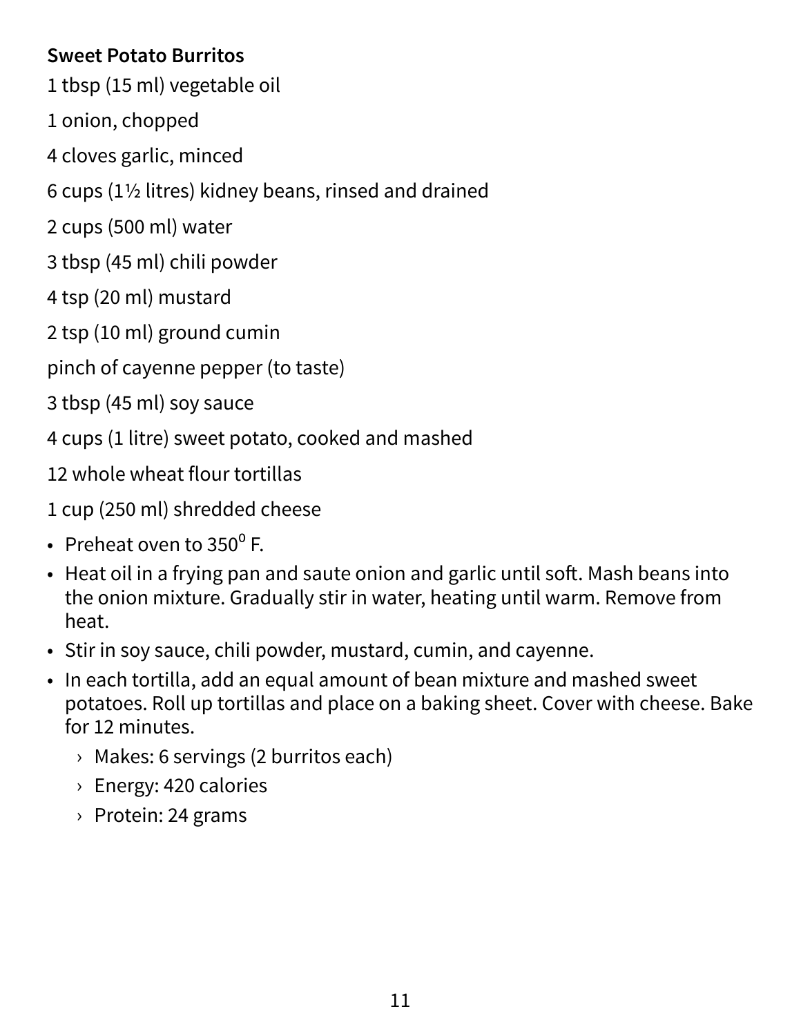**Sweet Potato Burritos**

1 tbsp (15 ml) vegetable oil

1 onion, chopped

4 cloves garlic, minced

6 cups (1½ litres) kidney beans, rinsed and drained

2 cups (500 ml) water

3 tbsp (45 ml) chili powder

4 tsp (20 ml) mustard

2 tsp (10 ml) ground cumin

pinch of cayenne pepper (to taste)

3 tbsp (45 ml) soy sauce

4 cups (1 litre) sweet potato, cooked and mashed

12 whole wheat flour tortillas

1 cup (250 ml) shredded cheese

- Preheat oven to $350^0$ F.
- Heat oil in a frying pan and saute onion and garlic until soft. Mash beans into the onion mixture. Gradually stir in water, heating until warm. Remove from heat.
- Stir in soy sauce, chili powder, mustard, cumin, and cayenne.
- In each tortilla, add an equal amount of bean mixture and mashed sweet potatoes. Roll up tortillas and place on a baking sheet. Cover with cheese. Bake for 12 minutes.
  - Makes: 6 servings (2 burritos each)
  - Energy: 420 calories
  - Protein: 24 grams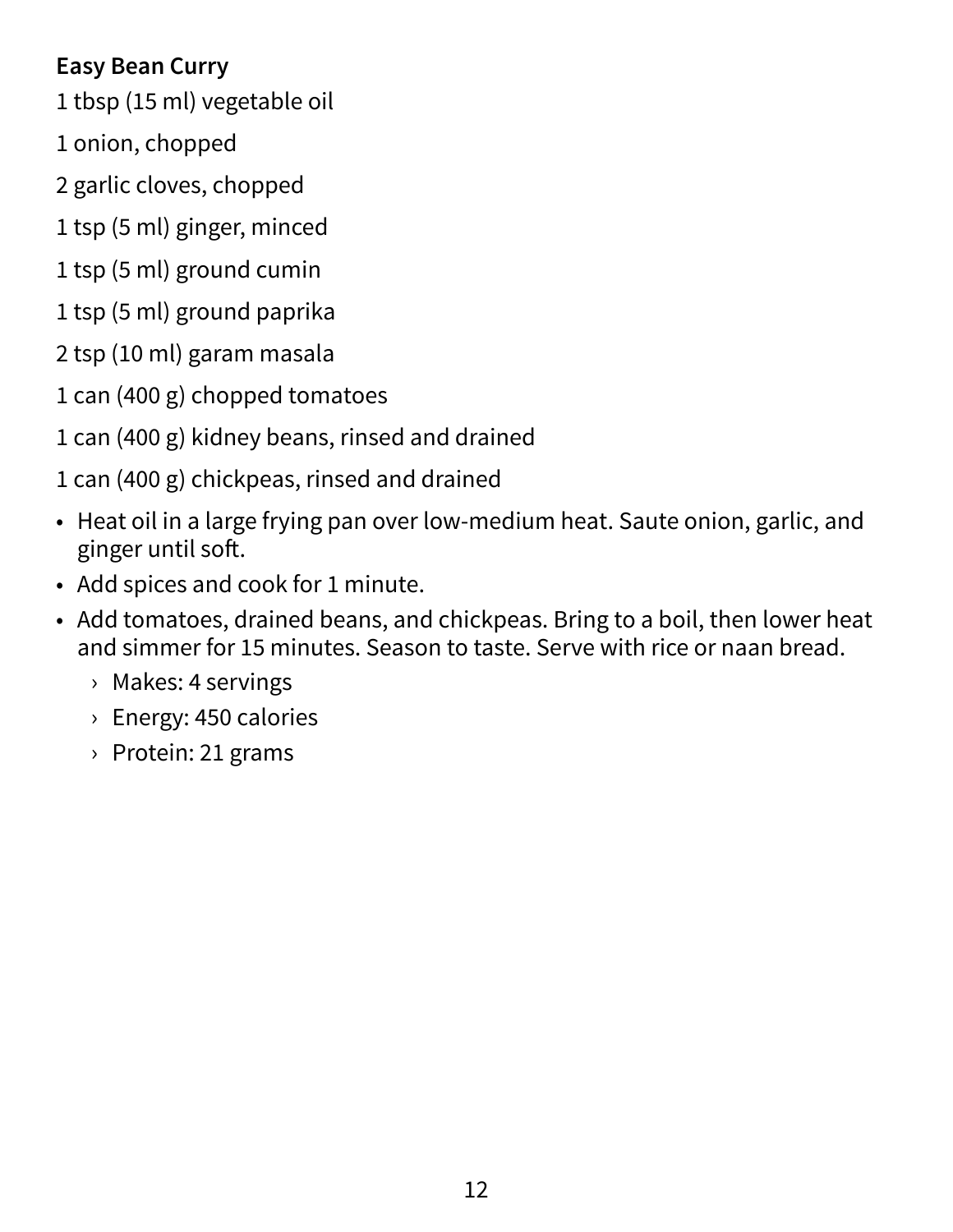**Easy Bean Curry**

1 tbsp (15 ml) vegetable oil

1 onion, chopped

2 garlic cloves, chopped

1 tsp (5 ml) ginger, minced

1 tsp (5 ml) ground cumin

1 tsp (5 ml) ground paprika

2 tsp (10 ml) garam masala

1 can (400 g) chopped tomatoes

1 can (400 g) kidney beans, rinsed and drained

1 can (400 g) chickpeas, rinsed and drained

- Heat oil in a large frying pan over low-medium heat. Saute onion, garlic, and ginger until soft.
- Add spices and cook for 1 minute.
- Add tomatoes, drained beans, and chickpeas. Bring to a boil, then lower heat and simmer for 15 minutes. Season to taste. Serve with rice or naan bread.
    - Makes: 4 servings
    - Energy: 450 calories
    - Protein: 21 grams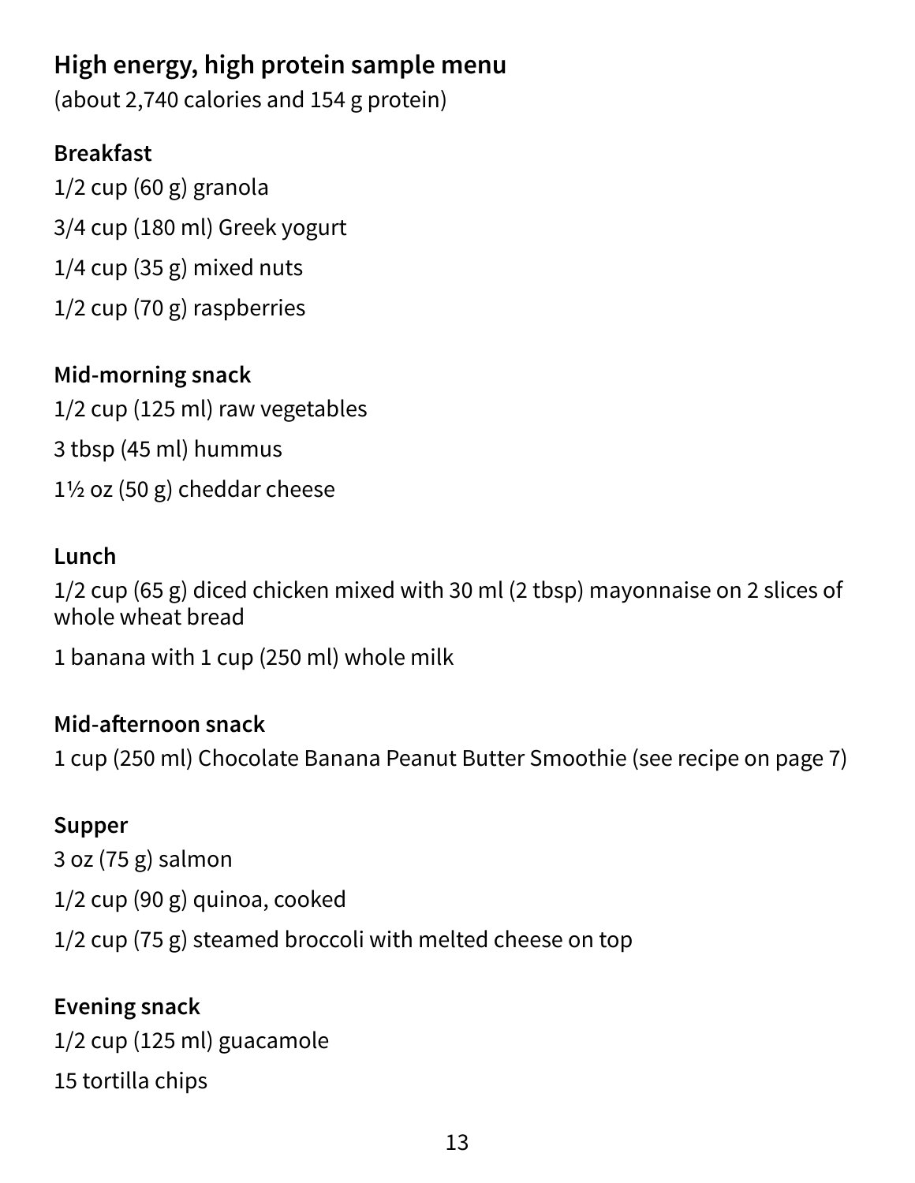## High energy, high protein sample menu

(about 2,740 calories and 154 g protein)

### Breakfast

1/2 cup (60 g) granola

3/4 cup (180 ml) Greek yogurt

1/4 cup (35 g) mixed nuts

1/2 cup (70 g) raspberries

### Mid-morning snack

1/2 cup (125 ml) raw vegetables

3 tbsp (45 ml) hummus

1½ oz (50 g) cheddar cheese

### Lunch

1/2 cup (65 g) diced chicken mixed with 30 ml (2 tbsp) mayonnaise on 2 slices of whole wheat bread

1 banana with 1 cup (250 ml) whole milk

### Mid-afternoon snack

1 cup (250 ml) Chocolate Banana Peanut Butter Smoothie (see recipe on page 7)

### Supper

3 oz (75 g) salmon

1/2 cup (90 g) quinoa, cooked

1/2 cup (75 g) steamed broccoli with melted cheese on top

### Evening snack

1/2 cup (125 ml) guacamole

15 tortilla chips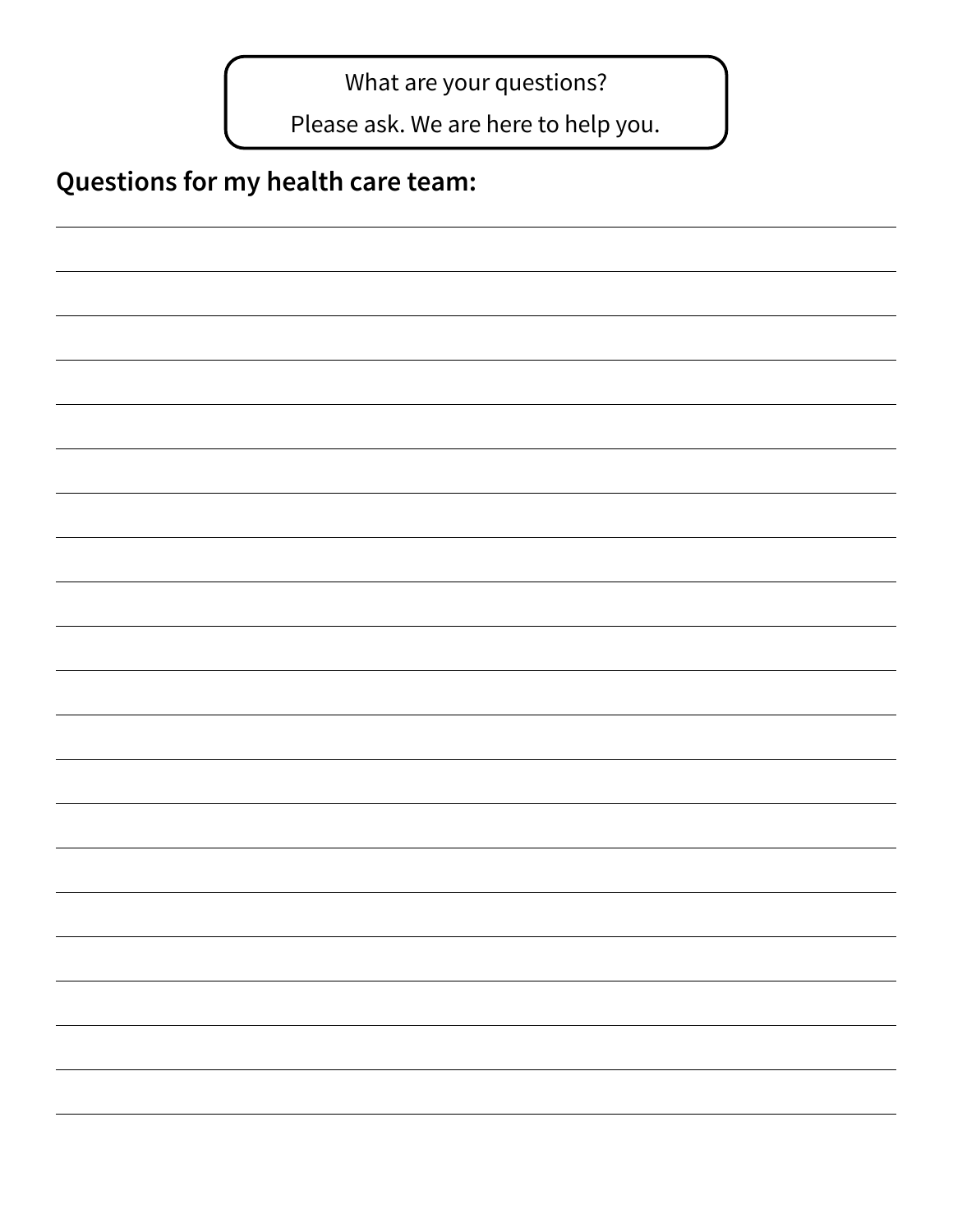What are your questions?

Please ask. We are here to help you.

**Questions for my health care team:**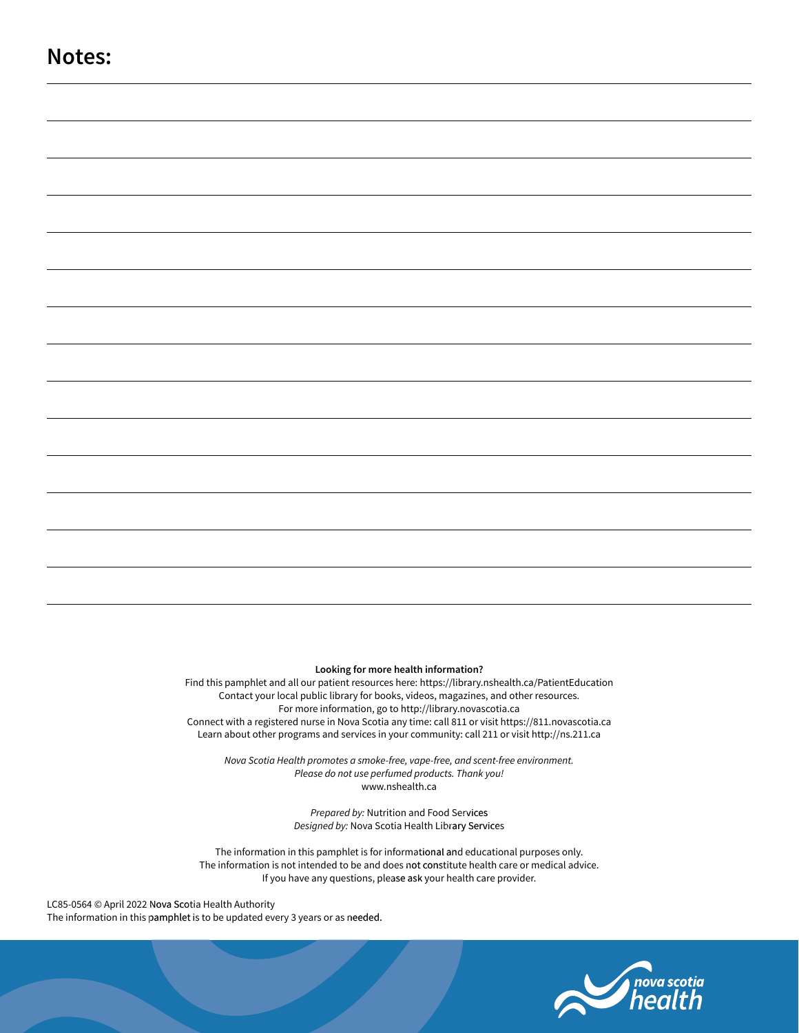## Notes:

**Looking for more health information?**

Find this pamphlet and all our patient resources here: https://library.nshealth.ca/PatientEducation
Contact your local public library for books, videos, magazines, and other resources.
For more information, go to http://library.novascotia.ca
Connect with a registered nurse in Nova Scotia any time: call 811 or visit https://811.novascotia.ca
Learn about other programs and services in your community: call 211 or visit http://ns.211.ca

*Nova Scotia Health promotes a smoke-free, vape-free, and scent-free environment.*
*Please do not use perfumed products. Thank you!*
www.nshealth.ca

*Prepared by:* Nutrition and Food Services
*Designed by:* Nova Scotia Health Library Services

The information in this pamphlet is for informational and educational purposes only.
The information is not intended to be and does not constitute health care or medical advice.
If you have any questions, please ask your health care provider.

LC85-0564 © April 2022 Nova Scotia Health Authority
The information in this pamphlet is to be updated every 3 years or as needed.